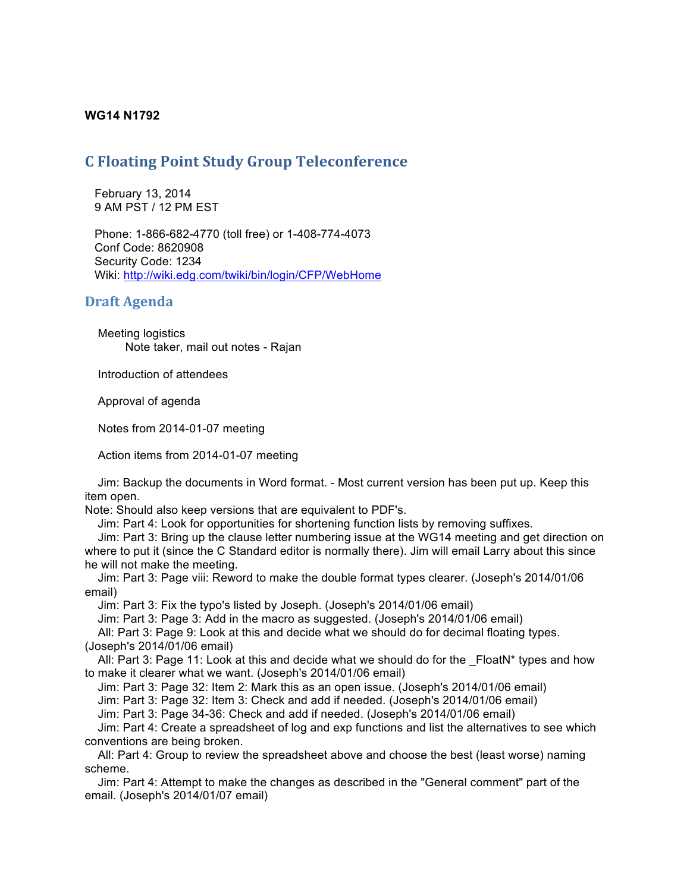**WG14 N1792**

# C Floating Point Study Group Teleconference

February 13, 2014
9 AM PST / 12 PM EST

Phone: 1-866-682-4770 (toll free) or 1-408-774-4073
Conf Code: 8620908
Security Code: 1234
Wiki: http://wiki.edg.com/twiki/bin/login/CFP/WebHome

## Draft Agenda

Meeting logistics
Note taker, mail out notes - Rajan

Introduction of attendees

Approval of agenda

Notes from 2014-01-07 meeting

Action items from 2014-01-07 meeting

Jim: Backup the documents in Word format. - Most current version has been put up. Keep this item open.
Note: Should also keep versions that are equivalent to PDF's.
Jim: Part 4: Look for opportunities for shortening function lists by removing suffixes.
Jim: Part 3: Bring up the clause letter numbering issue at the WG14 meeting and get direction on where to put it (since the C Standard editor is normally there). Jim will email Larry about this since he will not make the meeting.
Jim: Part 3: Page viii: Reword to make the double format types clearer. (Joseph's 2014/01/06 email)
Jim: Part 3: Fix the typo's listed by Joseph. (Joseph's 2014/01/06 email)
Jim: Part 3: Page 3: Add in the macro as suggested. (Joseph's 2014/01/06 email)
All: Part 3: Page 9: Look at this and decide what we should do for decimal floating types. (Joseph's 2014/01/06 email)
All: Part 3: Page 11: Look at this and decide what we should do for the _FloatN* types and how to make it clearer what we want. (Joseph's 2014/01/06 email)
Jim: Part 3: Page 32: Item 2: Mark this as an open issue. (Joseph's 2014/01/06 email)
Jim: Part 3: Page 32: Item 3: Check and add if needed. (Joseph's 2014/01/06 email)
Jim: Part 3: Page 34-36: Check and add if needed. (Joseph's 2014/01/06 email)
Jim: Part 4: Create a spreadsheet of log and exp functions and list the alternatives to see which conventions are being broken.
All: Part 4: Group to review the spreadsheet above and choose the best (least worse) naming scheme.
Jim: Part 4: Attempt to make the changes as described in the "General comment" part of the email. (Joseph's 2014/01/07 email)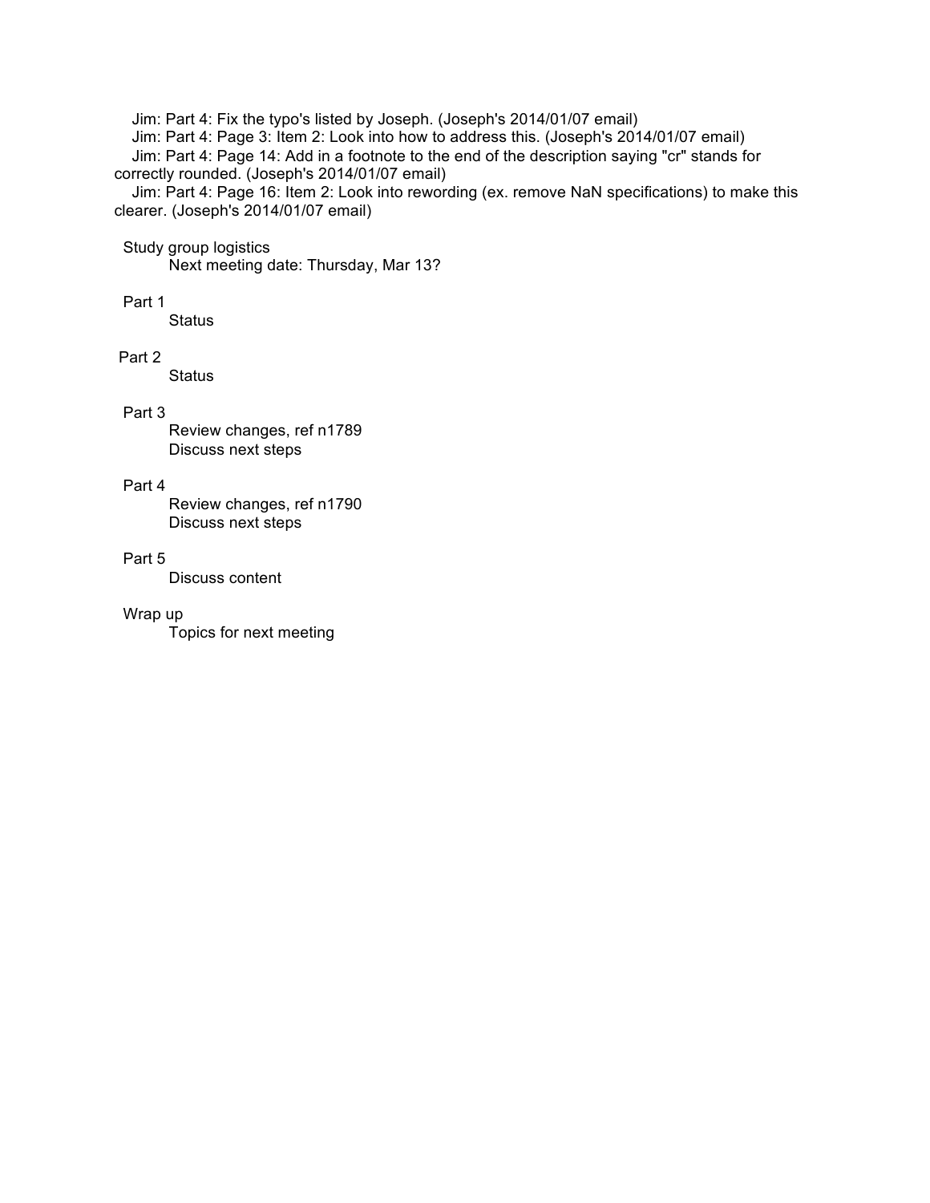Jim: Part 4: Fix the typo's listed by Joseph. (Joseph's 2014/01/07 email)

Jim: Part 4: Page 3: Item 2: Look into how to address this. (Joseph's 2014/01/07 email)

Jim: Part 4: Page 14: Add in a footnote to the end of the description saying "cr" stands for correctly rounded. (Joseph's 2014/01/07 email)

Jim: Part 4: Page 16: Item 2: Look into rewording (ex. remove NaN specifications) to make this clearer. (Joseph's 2014/01/07 email)

Study group logistics

- Next meeting date: Thursday, Mar 13?

Part 1

- Status

Part 2

- Status

Part 3

- Review changes, ref n1789
- Discuss next steps

Part 4

- Review changes, ref n1790
- Discuss next steps

Part 5

- Discuss content

Wrap up

- Topics for next meeting